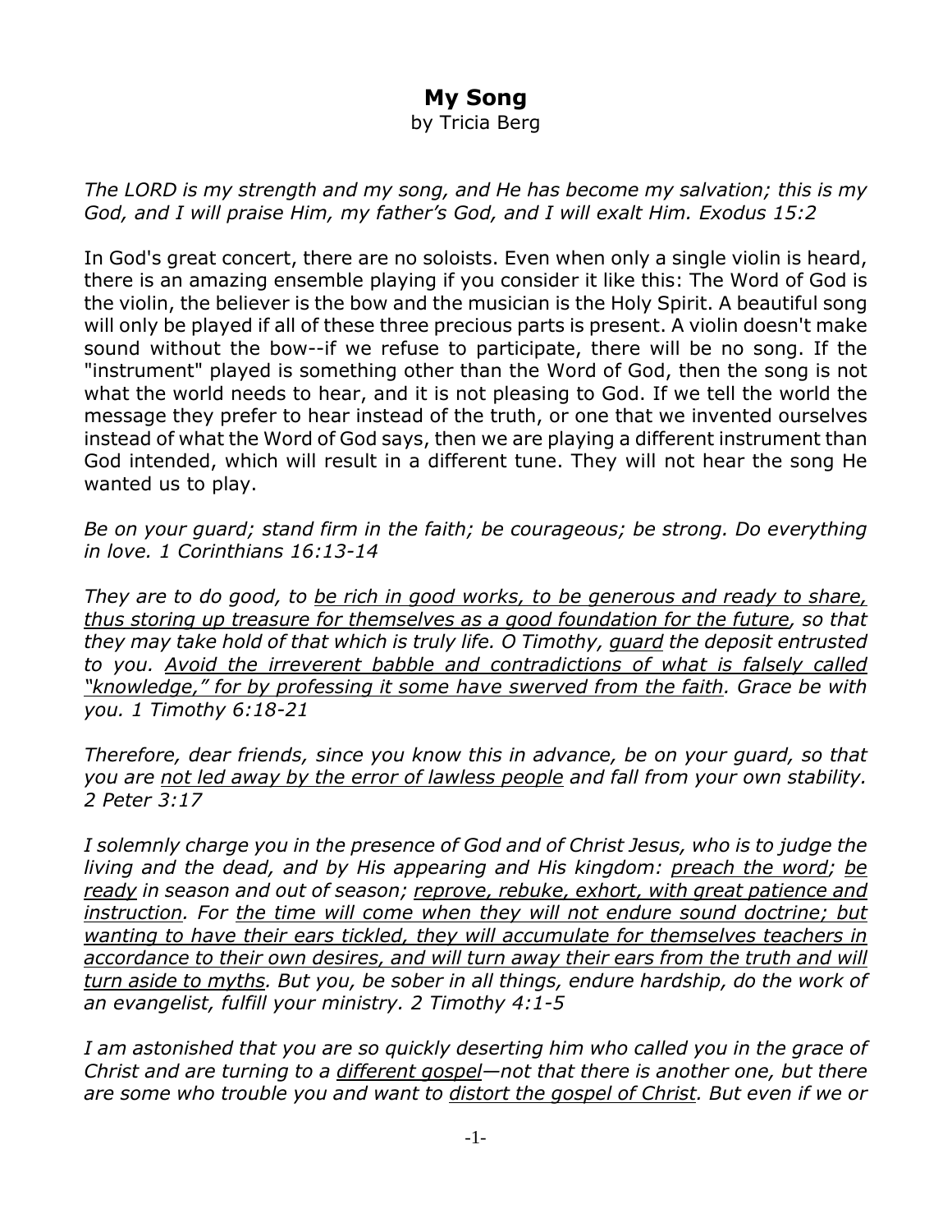# My Song

by Tricia Berg

*The LORD is my strength and my song, and He has become my salvation; this is my God, and I will praise Him, my father's God, and I will exalt Him. Exodus 15:2*

In God's great concert, there are no soloists. Even when only a single violin is heard, there is an amazing ensemble playing if you consider it like this: The Word of God is the violin, the believer is the bow and the musician is the Holy Spirit. A beautiful song will only be played if all of these three precious parts is present. A violin doesn't make sound without the bow--if we refuse to participate, there will be no song. If the "instrument" played is something other than the Word of God, then the song is not what the world needs to hear, and it is not pleasing to God. If we tell the world the message they prefer to hear instead of the truth, or one that we invented ourselves instead of what the Word of God says, then we are playing a different instrument than God intended, which will result in a different tune. They will not hear the song He wanted us to play.

*Be on your guard; stand firm in the faith; be courageous; be strong. Do everything in love. 1 Corinthians 16:13-14*

*They are to do good, to <u>be rich in good works, to be generous and ready to share, thus storing up treasure for themselves as a good foundation for the future</u>, so that they may take hold of that which is truly life. O Timothy, <u>guard</u> the deposit entrusted to you. <u>Avoid the irreverent babble and contradictions of what is falsely called "knowledge," for by professing it some have swerved from the faith</u>. Grace be with you. 1 Timothy 6:18-21*

*Therefore, dear friends, since you know this in advance, be on your guard, so that you are <u>not led away by the error of lawless people</u> and fall from your own stability. 2 Peter 3:17*

*I solemnly charge you in the presence of God and of Christ Jesus, who is to judge the living and the dead, and by His appearing and His kingdom: <u>preach the word</u>; <u>be ready</u> in season and out of season; <u>reprove, rebuke, exhort, with great patience and instruction</u>. For <u>the time will come when they will not endure sound doctrine; but wanting to have their ears tickled, they will accumulate for themselves teachers in accordance to their own desires, and will turn away their ears from the truth and will turn aside to myths</u>. But you, be sober in all things, endure hardship, do the work of an evangelist, fulfill your ministry. 2 Timothy 4:1-5*

*I am astonished that you are so quickly deserting him who called you in the grace of Christ and are turning to a <u>different gospel</u>—not that there is another one, but there are some who trouble you and want to <u>distort the gospel of Christ</u>. But even if we or*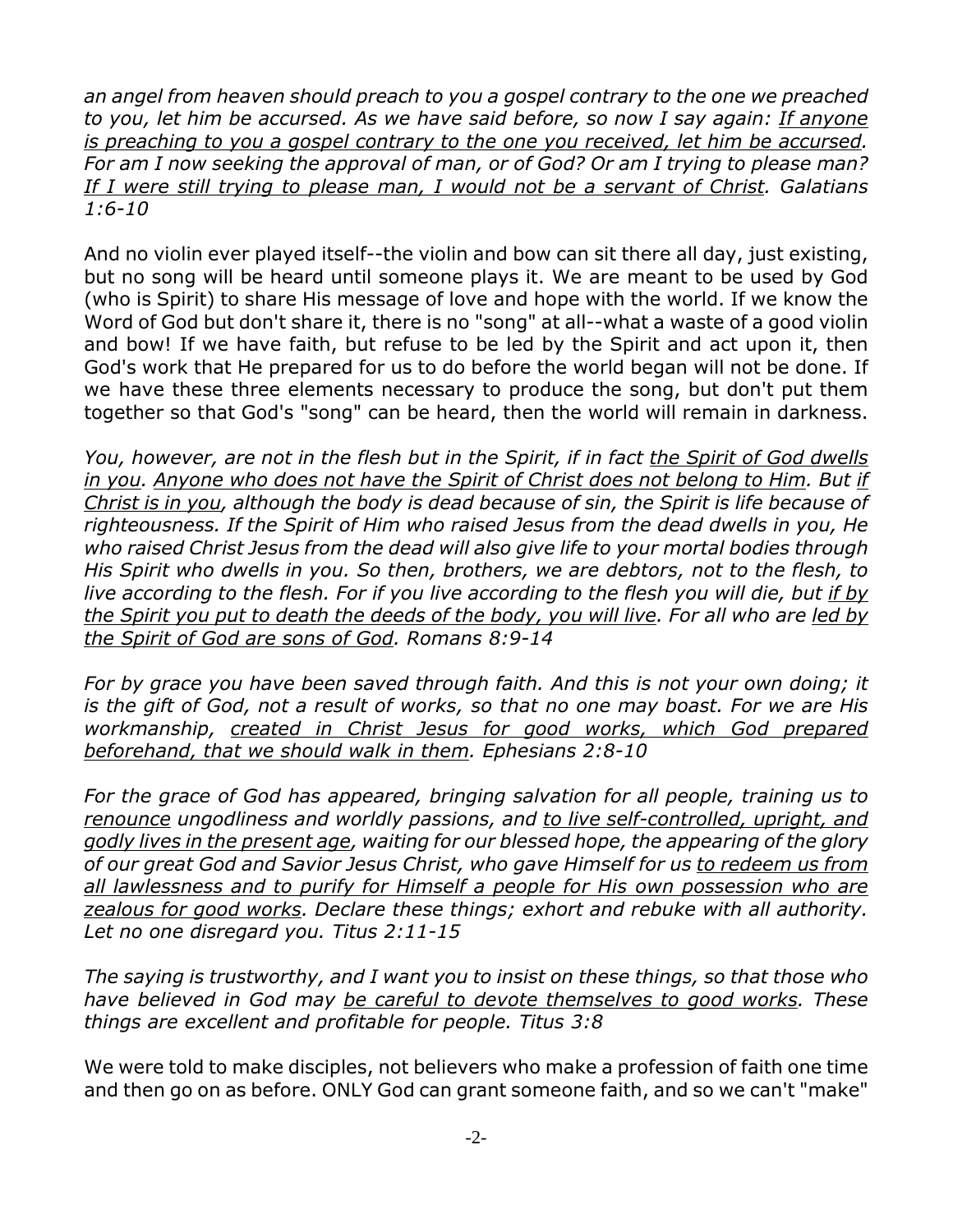*an angel from heaven should preach to you a gospel contrary to the one we preached to you, let him be accursed. As we have said before, so now I say again: <u>If anyone is preaching to you a gospel contrary to the one you received, let him be accursed.</u> For am I now seeking the approval of man, or of God? Or am I trying to please man? <u>If I were still trying to please man, I would not be a servant of Christ</u>. Galatians 1:6-10*

And no violin ever played itself--the violin and bow can sit there all day, just existing, but no song will be heard until someone plays it. We are meant to be used by God (who is Spirit) to share His message of love and hope with the world. If we know the Word of God but don't share it, there is no "song" at all--what a waste of a good violin and bow! If we have faith, but refuse to be led by the Spirit and act upon it, then God's work that He prepared for us to do before the world began will not be done. If we have these three elements necessary to produce the song, but don't put them together so that God's "song" can be heard, then the world will remain in darkness.

*You, however, are not in the flesh but in the Spirit, if in fact <u>the Spirit of God dwells in you</u>. <u>Anyone who does not have the Spirit of Christ does not belong to Him</u>. But <u>if Christ is in you</u>, although the body is dead because of sin, the Spirit is life because of righteousness. If the Spirit of Him who raised Jesus from the dead dwells in you, He who raised Christ Jesus from the dead will also give life to your mortal bodies through His Spirit who dwells in you. So then, brothers, we are debtors, not to the flesh, to live according to the flesh. For if you live according to the flesh you will die, but <u>if by the Spirit you put to death the deeds of the body, you will live</u>. For all who are <u>led by the Spirit of God are sons of God</u>. Romans 8:9-14*

*For by grace you have been saved through faith. And this is not your own doing; it is the gift of God, not a result of works, so that no one may boast. For we are His workmanship, <u>created in Christ Jesus for good works, which God prepared beforehand, that we should walk in them</u>. Ephesians 2:8-10*

*For the grace of God has appeared, bringing salvation for all people, training us to <u>renounce</u> ungodliness and worldly passions, and <u>to live self-controlled, upright, and godly lives in the present age</u>, waiting for our blessed hope, the appearing of the glory of our great God and Savior Jesus Christ, who gave Himself for us <u>to redeem us from all lawlessness and to purify for Himself a people for His own possession who are zealous for good works</u>. Declare these things; exhort and rebuke with all authority. Let no one disregard you. Titus 2:11-15*

*The saying is trustworthy, and I want you to insist on these things, so that those who have believed in God may <u>be careful to devote themselves to good works</u>. These things are excellent and profitable for people. Titus 3:8*

We were told to make disciples, not believers who make a profession of faith one time and then go on as before. ONLY God can grant someone faith, and so we can't "make"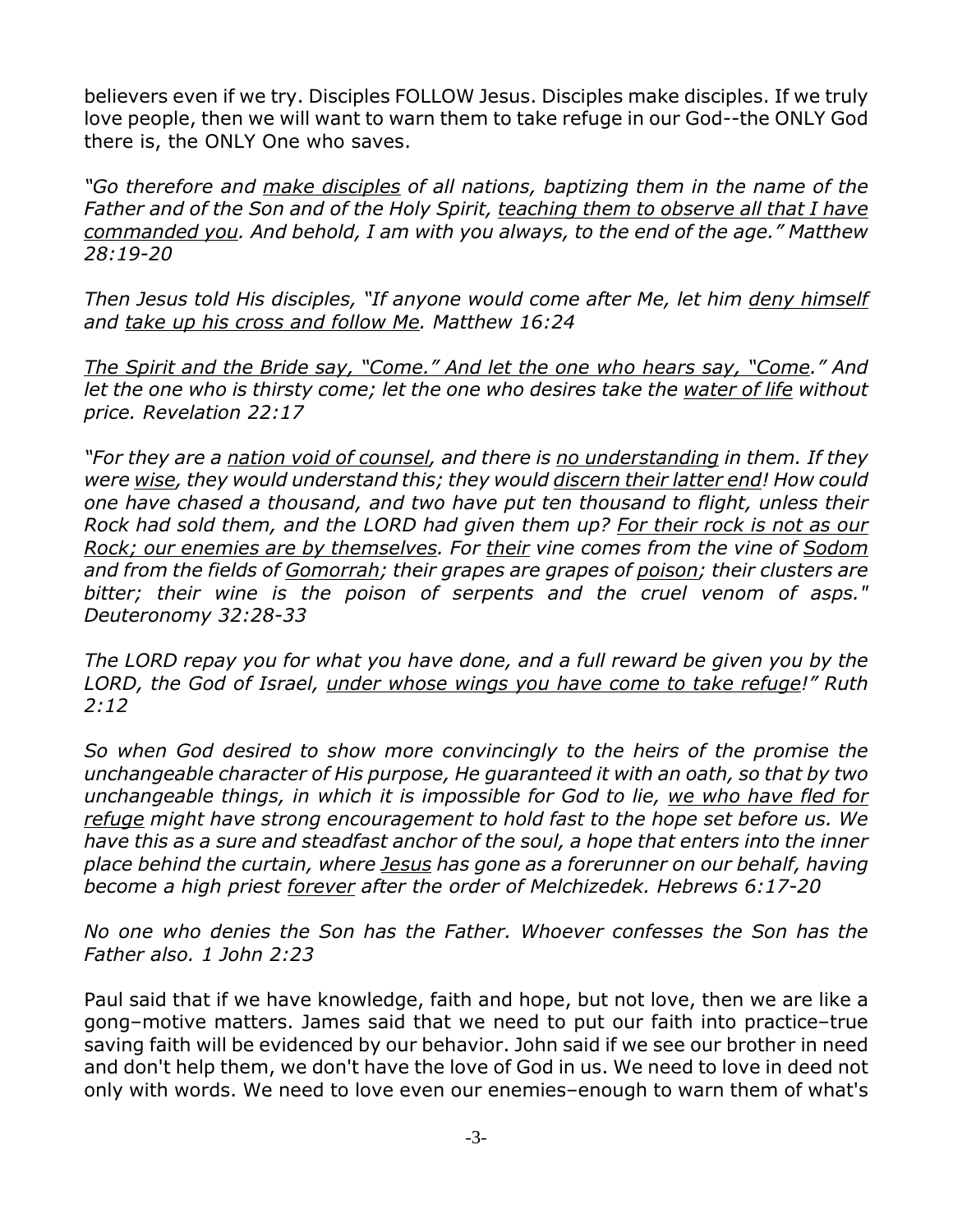believers even if we try. Disciples FOLLOW Jesus. Disciples make disciples. If we truly love people, then we will want to warn them to take refuge in our God--the ONLY God there is, the ONLY One who saves.

*"Go therefore and <u>make disciples</u> of all nations, baptizing them in the name of the Father and of the Son and of the Holy Spirit, <u>teaching them to observe all that I have commanded you</u>. And behold, I am with you always, to the end of the age." Matthew 28:19-20*

*Then Jesus told His disciples, "If anyone would come after Me, let him <u>deny himself</u> and <u>take up his cross and follow Me</u>. Matthew 16:24*

*<u>The Spirit and the Bride say, "Come." And let the one who hears say, "Come</u>." And let the one who is thirsty come; let the one who desires take the <u>water of life</u> without price. Revelation 22:17*

*"For they are a <u>nation void of counsel</u>, and there is <u>no understanding</u> in them. If they were <u>wise</u>, they would understand this; they would <u>discern their latter end</u>! How could one have chased a thousand, and two have put ten thousand to flight, unless their Rock had sold them, and the LORD had given them up? <u>For their rock is not as our Rock; our enemies are by themselves</u>. For <u>their</u> vine comes from the vine of <u>Sodom</u> and from the fields of <u>Gomorrah</u>; their grapes are grapes of <u>poison</u>; their clusters are bitter; their wine is the poison of serpents and the cruel venom of asps." Deuteronomy 32:28-33*

*The LORD repay you for what you have done, and a full reward be given you by the LORD, the God of Israel, <u>under whose wings you have come to take refuge</u>!" Ruth 2:12*

*So when God desired to show more convincingly to the heirs of the promise the unchangeable character of His purpose, He guaranteed it with an oath, so that by two unchangeable things, in which it is impossible for God to lie, <u>we who have fled for refuge</u> might have strong encouragement to hold fast to the hope set before us. We have this as a sure and steadfast anchor of the soul, a hope that enters into the inner place behind the curtain, where <u>Jesus</u> has gone as a forerunner on our behalf, having become a high priest <u>forever</u> after the order of Melchizedek. Hebrews 6:17-20*

*No one who denies the Son has the Father. Whoever confesses the Son has the Father also. 1 John 2:23*

Paul said that if we have knowledge, faith and hope, but not love, then we are like a gong–motive matters. James said that we need to put our faith into practice–true saving faith will be evidenced by our behavior. John said if we see our brother in need and don't help them, we don't have the love of God in us. We need to love in deed not only with words. We need to love even our enemies–enough to warn them of what's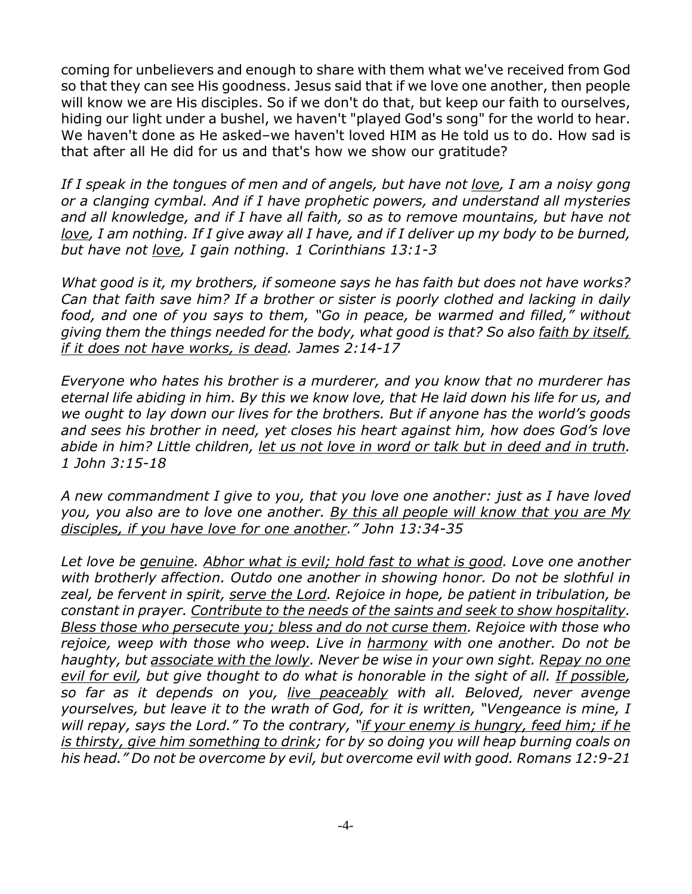coming for unbelievers and enough to share with them what we've received from God so that they can see His goodness. Jesus said that if we love one another, then people will know we are His disciples. So if we don't do that, but keep our faith to ourselves, hiding our light under a bushel, we haven't "played God's song" for the world to hear. We haven't done as He asked–we haven't loved HIM as He told us to do. How sad is that after all He did for us and that's how we show our gratitude?

*If I speak in the tongues of men and of angels, but have not <u>love</u>, I am a noisy gong or a clanging cymbal. And if I have prophetic powers, and understand all mysteries and all knowledge, and if I have all faith, so as to remove mountains, but have not <u>love</u>, I am nothing. If I give away all I have, and if I deliver up my body to be burned, but have not <u>love</u>, I gain nothing. 1 Corinthians 13:1-3*

*What good is it, my brothers, if someone says he has faith but does not have works? Can that faith save him? If a brother or sister is poorly clothed and lacking in daily food, and one of you says to them, "Go in peace, be warmed and filled," without giving them the things needed for the body, what good is that? So also <u>faith by itself, if it does not have works, is dead</u>. James 2:14-17*

*Everyone who hates his brother is a murderer, and you know that no murderer has eternal life abiding in him. By this we know love, that He laid down his life for us, and we ought to lay down our lives for the brothers. But if anyone has the world's goods and sees his brother in need, yet closes his heart against him, how does God's love abide in him? Little children, <u>let us not love in word or talk but in deed and in truth</u>. 1 John 3:15-18*

*A new commandment I give to you, that you love one another: just as I have loved you, you also are to love one another. <u>By this all people will know that you are My disciples, if you have love for one another</u>." John 13:34-35*

*Let love be <u>genuine</u>. <u>Abhor what is evil; hold fast to what is good</u>. Love one another with brotherly affection. Outdo one another in showing honor. Do not be slothful in zeal, be fervent in spirit, <u>serve the Lord</u>. Rejoice in hope, be patient in tribulation, be constant in prayer. <u>Contribute to the needs of the saints and seek to show hospitality. Bless those who persecute you; bless and do not curse them</u>. Rejoice with those who rejoice, weep with those who weep. Live in <u>harmony</u> with one another. Do not be haughty, but <u>associate with the lowly</u>. Never be wise in your own sight. <u>Repay no one evil for evil</u>, but give thought to do what is honorable in the sight of all. <u>If possible</u>, so far as it depends on you, <u>live peaceably</u> with all. Beloved, never avenge yourselves, but leave it to the wrath of God, for it is written, "Vengeance is mine, I will repay, says the Lord." To the contrary, "<u>if your enemy is hungry, feed him; if he is thirsty, give him something to drink</u>; for by so doing you will heap burning coals on his head." Do not be overcome by evil, but overcome evil with good. Romans 12:9-21*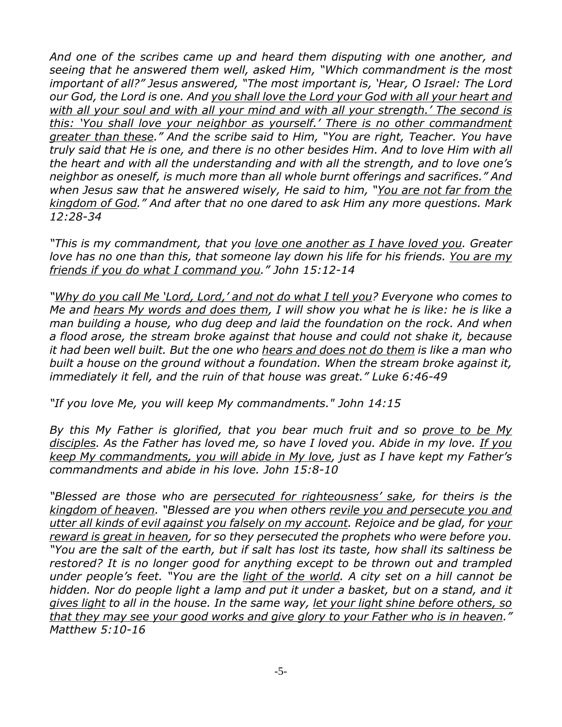*And one of the scribes came up and heard them disputing with one another, and seeing that he answered them well, asked Him, "Which commandment is the most important of all?" Jesus answered, "The most important is, 'Hear, O Israel: The Lord our God, the Lord is one. And <u>you shall love the Lord your God with all your heart and with all your soul and with all your mind and with all your strength.' The second is this: 'You shall love your neighbor as yourself.' There is no other commandment greater than these</u>." And the scribe said to Him, "You are right, Teacher. You have truly said that He is one, and there is no other besides Him. And to love Him with all the heart and with all the understanding and with all the strength, and to love one's neighbor as oneself, is much more than all whole burnt offerings and sacrifices." And when Jesus saw that he answered wisely, He said to him, "<u>You are not far from the kingdom of God</u>." And after that no one dared to ask Him any more questions. Mark 12:28-34*

*"This is my commandment, that you <u>love one another as I have loved you</u>. Greater love has no one than this, that someone lay down his life for his friends. <u>You are my friends if you do what I command you</u>." John 15:12-14*

*"<u>Why do you call Me 'Lord, Lord,' and not do what I tell you</u>? Everyone who comes to Me and <u>hears My words and does them</u>, I will show you what he is like: he is like a man building a house, who dug deep and laid the foundation on the rock. And when a flood arose, the stream broke against that house and could not shake it, because it had been well built. But the one who <u>hears and does not do them</u> is like a man who built a house on the ground without a foundation. When the stream broke against it, immediately it fell, and the ruin of that house was great." Luke 6:46-49*

*"If you love Me, you will keep My commandments." John 14:15*

*By this My Father is glorified, that you bear much fruit and so <u>prove to be My disciples</u>. As the Father has loved me, so have I loved you. Abide in my love. <u>If you keep My commandments, you will abide in My love</u>, just as I have kept my Father's commandments and abide in his love. John 15:8-10*

*"Blessed are those who are <u>persecuted for righteousness' sake</u>, for theirs is the <u>kingdom of heaven</u>. "Blessed are you when others <u>revile you and persecute you and utter all kinds of evil against you falsely on my account</u>. Rejoice and be glad, for <u>your reward is great in heaven</u>, for so they persecuted the prophets who were before you. "You are the salt of the earth, but if salt has lost its taste, how shall its saltiness be restored? It is no longer good for anything except to be thrown out and trampled under people's feet. "You are the <u>light of the world</u>. A city set on a hill cannot be hidden. Nor do people light a lamp and put it under a basket, but on a stand, and it <u>gives light</u> to all in the house. In the same way, <u>let your light shine before others, so that they may see your good works and give glory to your Father who is in heaven</u>." Matthew 5:10-16*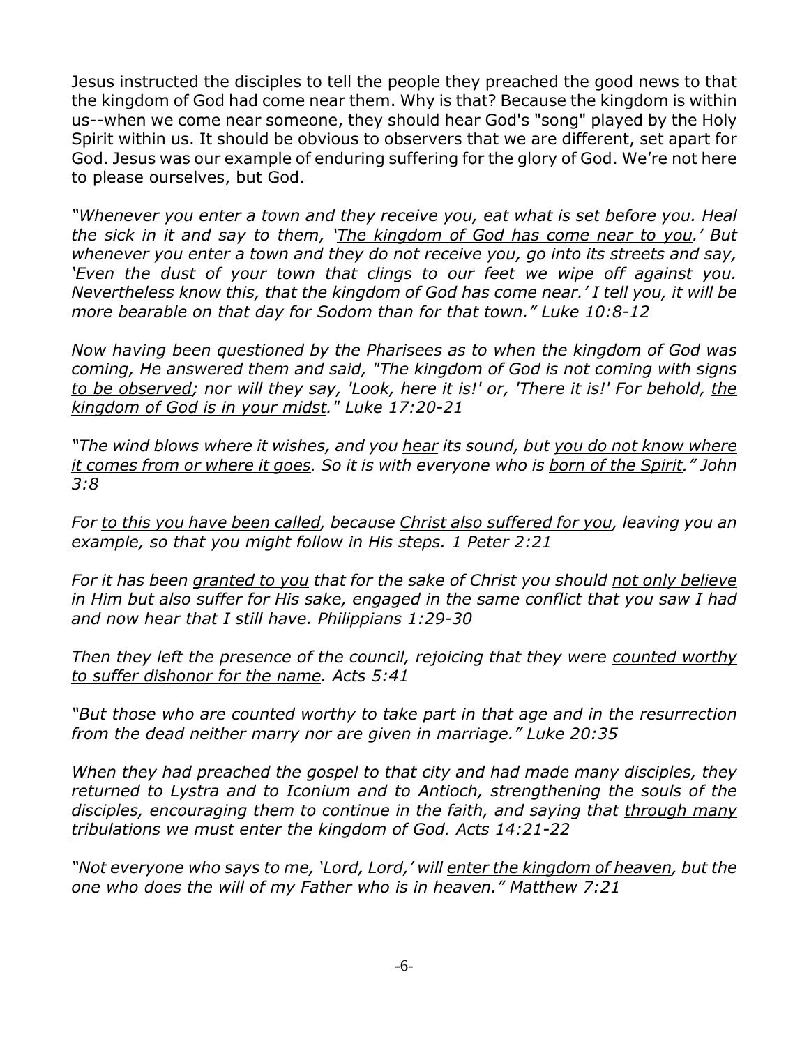Jesus instructed the disciples to tell the people they preached the good news to that the kingdom of God had come near them. Why is that? Because the kingdom is within us--when we come near someone, they should hear God's "song" played by the Holy Spirit within us. It should be obvious to observers that we are different, set apart for God. Jesus was our example of enduring suffering for the glory of God. We're not here to please ourselves, but God.

*"Whenever you enter a town and they receive you, eat what is set before you. Heal the sick in it and say to them, '<u>The kingdom of God has come near to you</u>.' But whenever you enter a town and they do not receive you, go into its streets and say, 'Even the dust of your town that clings to our feet we wipe off against you. Nevertheless know this, that the kingdom of God has come near.' I tell you, it will be more bearable on that day for Sodom than for that town." Luke 10:8-12*

*Now having been questioned by the Pharisees as to when the kingdom of God was coming, He answered them and said, "<u>The kingdom of God is not coming with signs to be observed</u>; nor will they say, 'Look, here it is!' or, 'There it is!' For behold, <u>the kingdom of God is in your midst</u>." Luke 17:20-21*

*"The wind blows where it wishes, and you <u>hear</u> its sound, but <u>you do not know where it comes from or where it goes</u>. So it is with everyone who is <u>born of the Spirit</u>." John 3:8*

*For <u>to this you have been called</u>, because <u>Christ also suffered for you</u>, leaving you an <u>example</u>, so that you might <u>follow in His steps</u>. 1 Peter 2:21*

*For it has been <u>granted to you</u> that for the sake of Christ you should <u>not only believe in Him but also suffer for His sake</u>, engaged in the same conflict that you saw I had and now hear that I still have. Philippians 1:29-30*

*Then they left the presence of the council, rejoicing that they were <u>counted worthy to suffer dishonor for the name</u>. Acts 5:41*

*"But those who are <u>counted worthy to take part in that age</u> and in the resurrection from the dead neither marry nor are given in marriage." Luke 20:35*

*When they had preached the gospel to that city and had made many disciples, they returned to Lystra and to Iconium and to Antioch, strengthening the souls of the disciples, encouraging them to continue in the faith, and saying that <u>through many tribulations we must enter the kingdom of God</u>. Acts 14:21-22*

*"Not everyone who says to me, 'Lord, Lord,' will <u>enter the kingdom of heaven</u>, but the one who does the will of my Father who is in heaven." Matthew 7:21*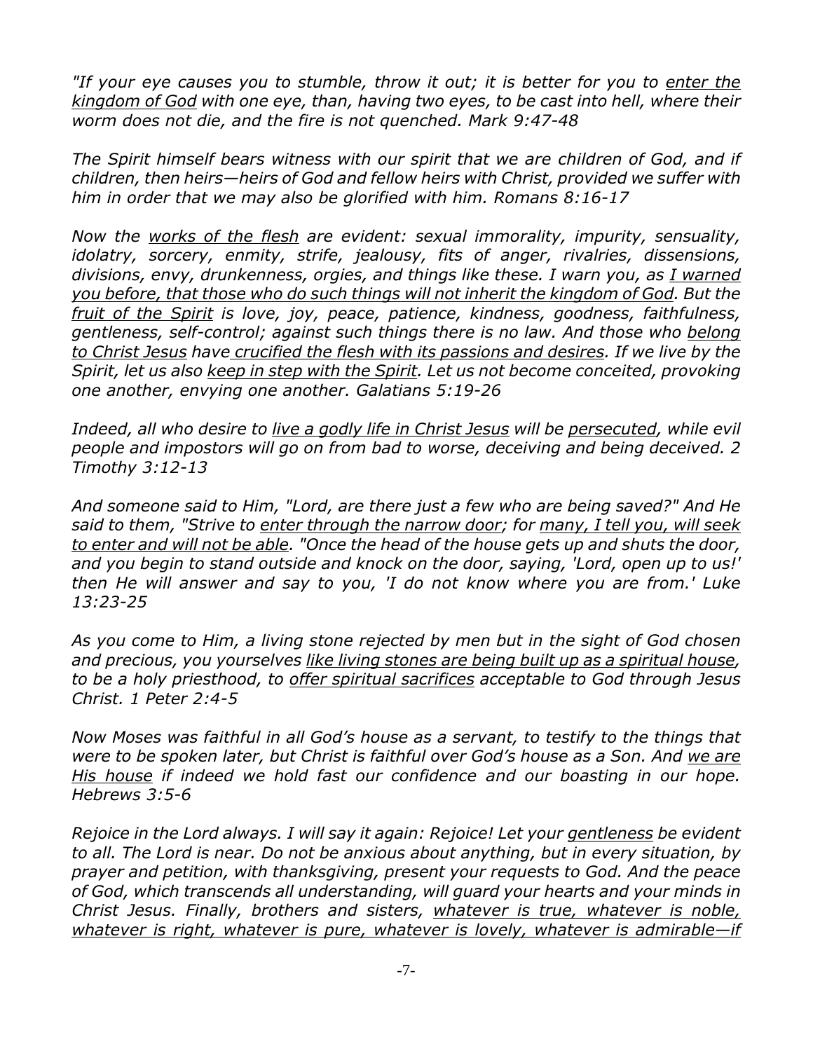*"If your eye causes you to stumble, throw it out; it is better for you to <u>enter the kingdom of God</u> with one eye, than, having two eyes, to be cast into hell, where their worm does not die, and the fire is not quenched. Mark 9:47-48*

*The Spirit himself bears witness with our spirit that we are children of God, and if children, then heirs—heirs of God and fellow heirs with Christ, provided we suffer with him in order that we may also be glorified with him. Romans 8:16-17*

*Now the <u>works of the flesh</u> are evident: sexual immorality, impurity, sensuality, idolatry, sorcery, enmity, strife, jealousy, fits of anger, rivalries, dissensions, divisions, envy, drunkenness, orgies, and things like these. I warn you, as <u>I warned you before, that those who do such things will not inherit the kingdom of God</u>. But the <u>fruit of the Spirit</u> is love, joy, peace, patience, kindness, goodness, faithfulness, gentleness, self-control; against such things there is no law. And those who <u>belong to Christ Jesus</u> have <u>crucified the flesh with its passions and desires</u>. If we live by the Spirit, let us also <u>keep in step with the Spirit</u>. Let us not become conceited, provoking one another, envying one another. Galatians 5:19-26*

*Indeed, all who desire to <u>live a godly life in Christ Jesus</u> will be <u>persecuted</u>, while evil people and impostors will go on from bad to worse, deceiving and being deceived. 2 Timothy 3:12-13*

*And someone said to Him, "Lord, are there just a few who are being saved?" And He said to them, "Strive to <u>enter through the narrow door</u>; for <u>many, I tell you, will seek to enter and will not be able</u>. "Once the head of the house gets up and shuts the door, and you begin to stand outside and knock on the door, saying, 'Lord, open up to us!' then He will answer and say to you, 'I do not know where you are from.' Luke 13:23-25*

*As you come to Him, a living stone rejected by men but in the sight of God chosen and precious, you yourselves <u>like living stones are being built up as a spiritual house</u>, to be a holy priesthood, to <u>offer spiritual sacrifices</u> acceptable to God through Jesus Christ. 1 Peter 2:4-5*

*Now Moses was faithful in all God's house as a servant, to testify to the things that were to be spoken later, but Christ is faithful over God's house as a Son. And <u>we are His house</u> if indeed we hold fast our confidence and our boasting in our hope. Hebrews 3:5-6*

*Rejoice in the Lord always. I will say it again: Rejoice! Let your <u>gentleness</u> be evident to all. The Lord is near. Do not be anxious about anything, but in every situation, by prayer and petition, with thanksgiving, present your requests to God. And the peace of God, which transcends all understanding, will guard your hearts and your minds in Christ Jesus. Finally, brothers and sisters, <u>whatever is true, whatever is noble, whatever is right, whatever is pure, whatever is lovely, whatever is admirable—if</u>*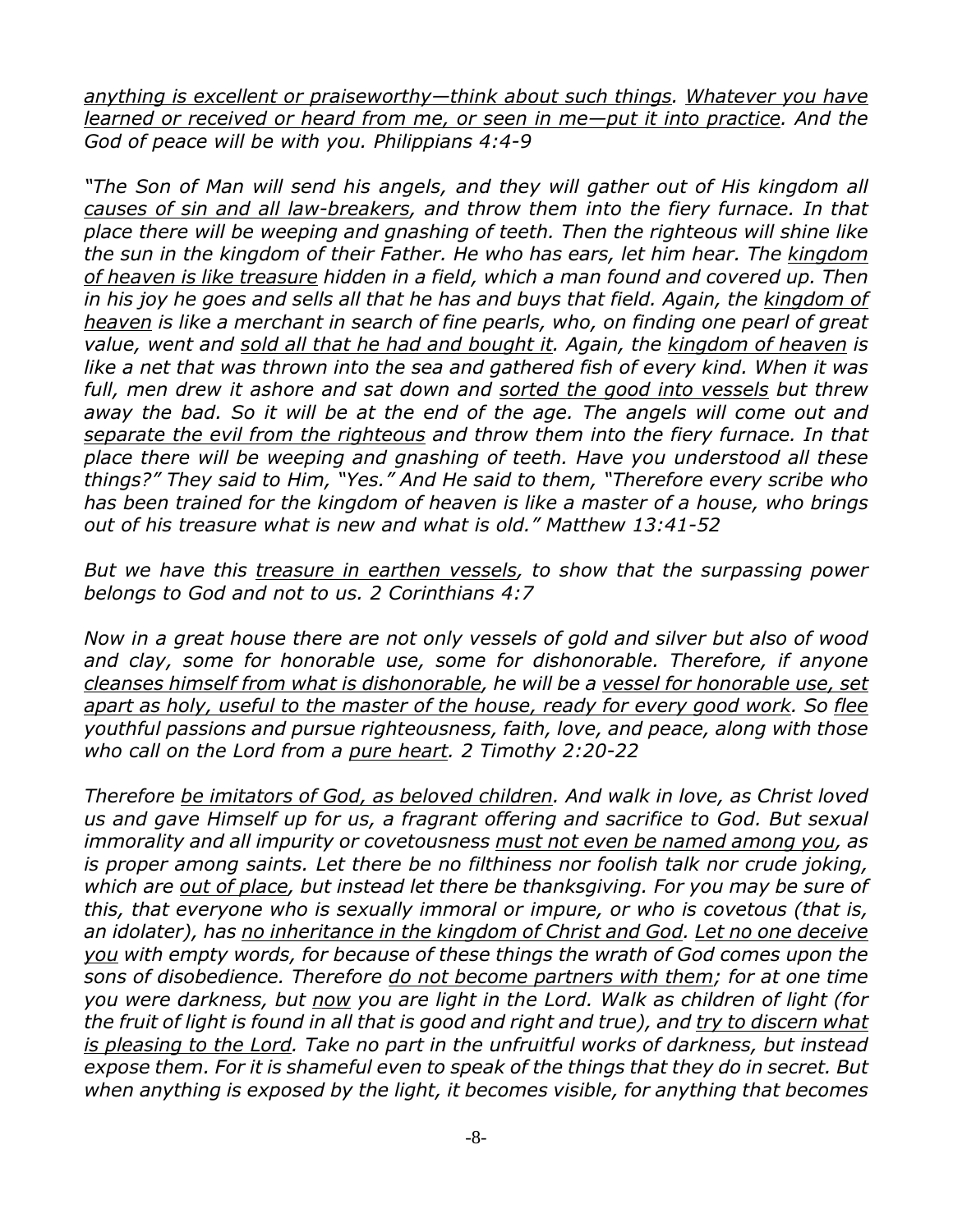*<u>anything is excellent or praiseworthy—think about such things</u>. <u>Whatever you have learned or received or heard from me, or seen in me—put it into practice</u>. And the God of peace will be with you. Philippians 4:4-9*

*"The Son of Man will send his angels, and they will gather out of His kingdom all <u>causes of sin and all law-breakers</u>, and throw them into the fiery furnace. In that place there will be weeping and gnashing of teeth. Then the righteous will shine like the sun in the kingdom of their Father. He who has ears, let him hear. The <u>kingdom of heaven is like treasure</u> hidden in a field, which a man found and covered up. Then in his joy he goes and sells all that he has and buys that field. Again, the <u>kingdom of heaven</u> is like a merchant in search of fine pearls, who, on finding one pearl of great value, went and <u>sold all that he had and bought it</u>. Again, the <u>kingdom of heaven</u> is like a net that was thrown into the sea and gathered fish of every kind. When it was full, men drew it ashore and sat down and <u>sorted the good into vessels</u> but threw away the bad. So it will be at the end of the age. The angels will come out and <u>separate the evil from the righteous</u> and throw them into the fiery furnace. In that place there will be weeping and gnashing of teeth. Have you understood all these things?" They said to Him, "Yes." And He said to them, "Therefore every scribe who has been trained for the kingdom of heaven is like a master of a house, who brings out of his treasure what is new and what is old." Matthew 13:41-52*

*But we have this <u>treasure in earthen vessels</u>, to show that the surpassing power belongs to God and not to us. 2 Corinthians 4:7*

*Now in a great house there are not only vessels of gold and silver but also of wood and clay, some for honorable use, some for dishonorable. Therefore, if anyone <u>cleanses himself from what is dishonorable</u>, he will be a <u>vessel for honorable use, set apart as holy, useful to the master of the house, ready for every good work</u>. So <u>flee</u> youthful passions and pursue righteousness, faith, love, and peace, along with those who call on the Lord from a <u>pure heart</u>. 2 Timothy 2:20-22*

*Therefore <u>be imitators of God, as beloved children</u>. And walk in love, as Christ loved us and gave Himself up for us, a fragrant offering and sacrifice to God. But sexual immorality and all impurity or covetousness <u>must not even be named among you</u>, as is proper among saints. Let there be no filthiness nor foolish talk nor crude joking, which are <u>out of place</u>, but instead let there be thanksgiving. For you may be sure of this, that everyone who is sexually immoral or impure, or who is covetous (that is, an idolater), has <u>no inheritance in the kingdom of Christ and God</u>. <u>Let no one deceive you</u> with empty words, for because of these things the wrath of God comes upon the sons of disobedience. Therefore <u>do not become partners with them</u>; for at one time you were darkness, but <u>now</u> you are light in the Lord. Walk as children of light (for the fruit of light is found in all that is good and right and true), and <u>try to discern what is pleasing to the Lord</u>. Take no part in the unfruitful works of darkness, but instead expose them. For it is shameful even to speak of the things that they do in secret. But when anything is exposed by the light, it becomes visible, for anything that becomes*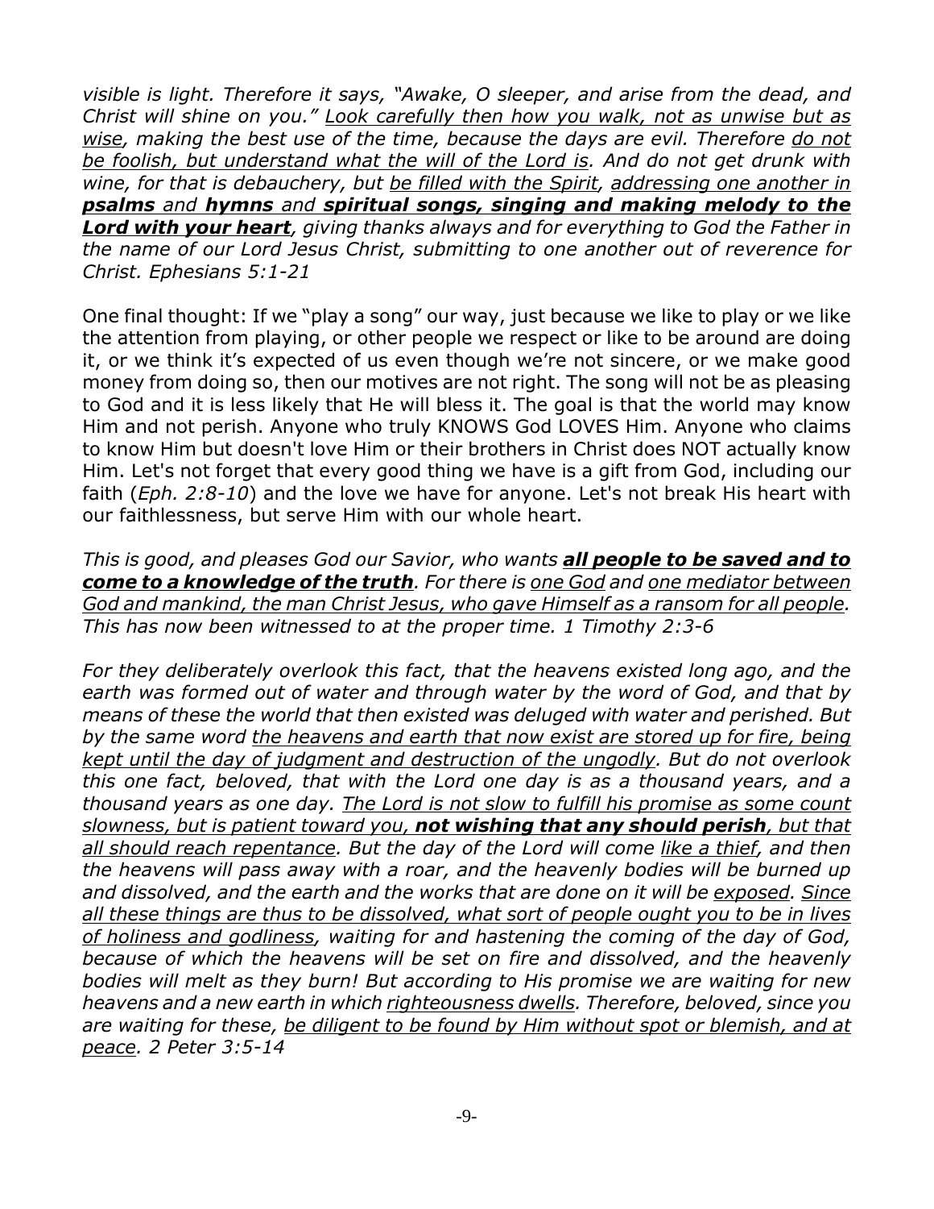*visible is light. Therefore it says, "Awake, O sleeper, and arise from the dead, and Christ will shine on you." <u>Look carefully then how you walk, not as unwise but as wise</u>, making the best use of the time, because the days are evil. Therefore <u>do not be foolish, but understand what the will of the Lord is</u>. And do not get drunk with wine, for that is debauchery, but <u>be filled with the Spirit</u>, <u>addressing one another in **psalms** and **hymns** and **spiritual songs, singing and making melody to the Lord with your heart**</u>, giving thanks always and for everything to God the Father in the name of our Lord Jesus Christ, submitting to one another out of reverence for Christ. Ephesians 5:1-21*

One final thought: If we "play a song" our way, just because we like to play or we like the attention from playing, or other people we respect or like to be around are doing it, or we think it's expected of us even though we're not sincere, or we make good money from doing so, then our motives are not right. The song will not be as pleasing to God and it is less likely that He will bless it. The goal is that the world may know Him and not perish. Anyone who truly KNOWS God LOVES Him. Anyone who claims to know Him but doesn't love Him or their brothers in Christ does NOT actually know Him. Let's not forget that every good thing we have is a gift from God, including our faith (*Eph. 2:8-10*) and the love we have for anyone. Let's not break His heart with our faithlessness, but serve Him with our whole heart.

*This is good, and pleases God our Savior, who wants <u>**all people to be saved and to come to a knowledge of the truth**</u>. For there is <u>one God</u> and <u>one mediator between God and mankind, the man Christ Jesus, who gave Himself as a ransom for all people</u>. This has now been witnessed to at the proper time. 1 Timothy 2:3-6*

*For they deliberately overlook this fact, that the heavens existed long ago, and the earth was formed out of water and through water by the word of God, and that by means of these the world that then existed was deluged with water and perished. But by the same word <u>the heavens and earth that now exist are stored up for fire, being kept until the day of judgment and destruction of the ungodly</u>. But do not overlook this one fact, beloved, that with the Lord one day is as a thousand years, and a thousand years as one day. <u>The Lord is not slow to fulfill his promise as some count slowness, but is patient toward you, **not wishing that any should perish**, but that all should reach repentance</u>. But the day of the Lord will come <u>like a thief</u>, and then the heavens will pass away with a roar, and the heavenly bodies will be burned up and dissolved, and the earth and the works that are done on it will be <u>exposed</u>. <u>Since all these things are thus to be dissolved, what sort of people ought you to be in lives of holiness and godliness</u>, waiting for and hastening the coming of the day of God, because of which the heavens will be set on fire and dissolved, and the heavenly bodies will melt as they burn! But according to His promise we are waiting for new heavens and a new earth in which <u>righteousness dwells</u>. Therefore, beloved, since you are waiting for these, <u>be diligent to be found by Him without spot or blemish, and at peace</u>. 2 Peter 3:5-14*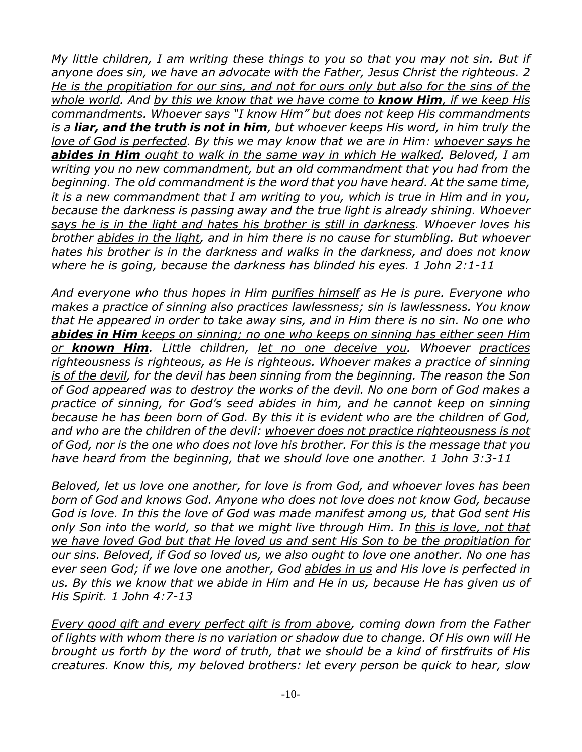*My little children, I am writing these things to you so that you may <u>not sin</u>. But <u>if anyone does sin</u>, we have an advocate with the Father, Jesus Christ the righteous. 2 <u>He is the propitiation for our sins, and not for ours only but also for the sins of the whole world</u>. And <u>by this we know that we have come to **know Him**, if we keep His commandments</u>. <u>Whoever says "I know Him" but does not keep His commandments is a **liar, and the truth is not in him**, but whoever keeps His word, in him truly the love of God is perfected</u>. By this we may know that we are in Him: <u>whoever says he **abides in Him** ought to walk in the same way in which He walked</u>. Beloved, I am writing you no new commandment, but an old commandment that you had from the beginning. The old commandment is the word that you have heard. At the same time, it is a new commandment that I am writing to you, which is true in Him and in you, because the darkness is passing away and the true light is already shining. <u>Whoever says he is in the light and hates his brother is still in darkness</u>. Whoever loves his brother <u>abides in the light</u>, and in him there is no cause for stumbling. But whoever hates his brother is in the darkness and walks in the darkness, and does not know where he is going, because the darkness has blinded his eyes. 1 John 2:1-11*

*And everyone who thus hopes in Him <u>purifies himself</u> as He is pure. Everyone who makes a practice of sinning also practices lawlessness; sin is lawlessness. You know that He appeared in order to take away sins, and in Him there is no sin. <u>No one who **abides in Him** keeps on sinning; no one who keeps on sinning has either seen Him or **known Him**</u>. Little children, <u>let no one deceive you</u>. Whoever <u>practices righteousness</u> is righteous, as He is righteous. Whoever <u>makes a practice of sinning is of the devil</u>, for the devil has been sinning from the beginning. The reason the Son of God appeared was to destroy the works of the devil. No one <u>born of God</u> makes a <u>practice of sinning</u>, for God's seed abides in him, and he cannot keep on sinning because he has been born of God. By this it is evident who are the children of God, and who are the children of the devil: <u>whoever does not practice righteousness is not of God, nor is the one who does not love his brother</u>. For this is the message that you have heard from the beginning, that we should love one another. 1 John 3:3-11*

*Beloved, let us love one another, for love is from God, and whoever loves has been <u>born of God</u> and <u>knows God</u>. Anyone who does not love does not know God, because <u>God is love</u>. In this the love of God was made manifest among us, that God sent His only Son into the world, so that we might live through Him. In <u>this is love, not that we have loved God but that He loved us and sent His Son to be the propitiation for our sins</u>. Beloved, if God so loved us, we also ought to love one another. No one has ever seen God; if we love one another, God <u>abides in us</u> and His love is perfected in us. <u>By this we know that we abide in Him and He in us, because He has given us of His Spirit</u>. 1 John 4:7-13*

*<u>Every good gift and every perfect gift is from above</u>, coming down from the Father of lights with whom there is no variation or shadow due to change. <u>Of His own will He brought us forth by the word of truth</u>, that we should be a kind of firstfruits of His creatures. Know this, my beloved brothers: let every person be quick to hear, slow*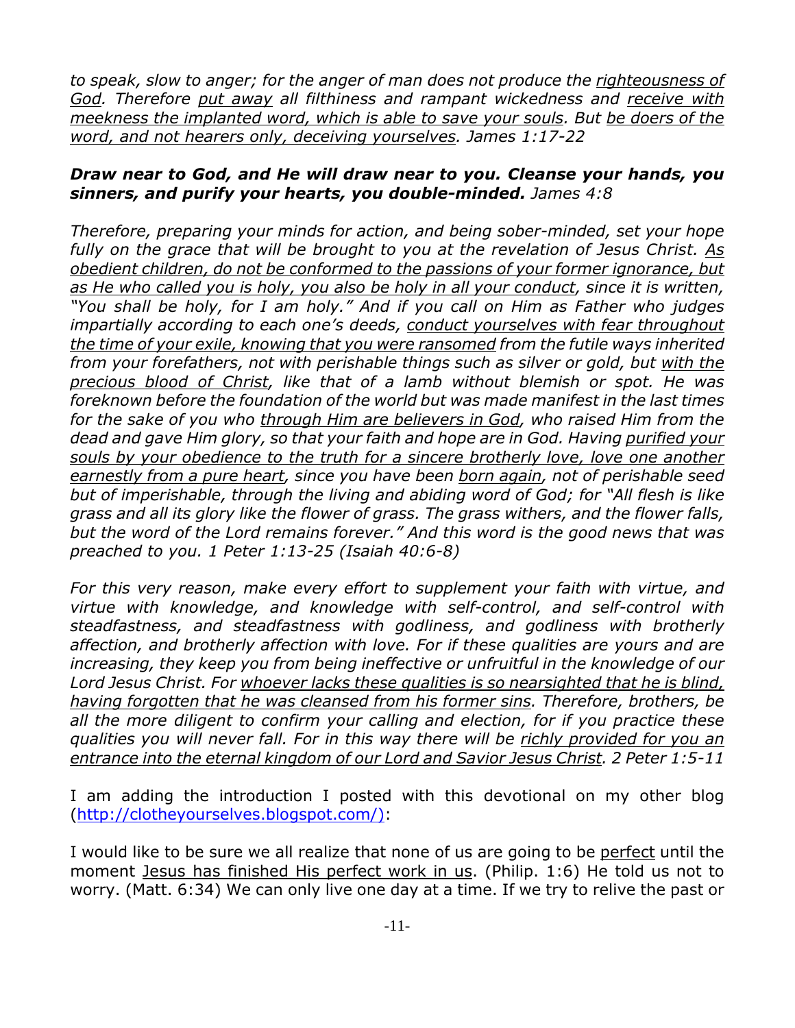*to speak, slow to anger; for the anger of man does not produce the <u>righteousness of God</u>. Therefore <u>put away</u> all filthiness and rampant wickedness and <u>receive with meekness the implanted word, which is able to save your souls</u>. But <u>be doers of the word, and not hearers only, deceiving yourselves</u>. James 1:17-22*

***Draw near to God, and He will draw near to you. Cleanse your hands, you sinners, and purify your hearts, you double-minded.*** *James 4:8*

*Therefore, preparing your minds for action, and being sober-minded, set your hope fully on the grace that will be brought to you at the revelation of Jesus Christ. <u>As obedient children, do not be conformed to the passions of your former ignorance, but as He who called you is holy, you also be holy in all your conduct</u>, since it is written, "You shall be holy, for I am holy." And if you call on Him as Father who judges impartially according to each one's deeds, <u>conduct yourselves with fear throughout the time of your exile, knowing that you were ransomed</u> from the futile ways inherited from your forefathers, not with perishable things such as silver or gold, but <u>with the precious blood of Christ</u>, like that of a lamb without blemish or spot. He was foreknown before the foundation of the world but was made manifest in the last times for the sake of you who <u>through Him are believers in God</u>, who raised Him from the dead and gave Him glory, so that your faith and hope are in God. Having <u>purified your souls by your obedience to the truth for a sincere brotherly love, love one another earnestly from a pure heart</u>, since you have been <u>born again</u>, not of perishable seed but of imperishable, through the living and abiding word of God; for "All flesh is like grass and all its glory like the flower of grass. The grass withers, and the flower falls, but the word of the Lord remains forever." And this word is the good news that was preached to you. 1 Peter 1:13-25 (Isaiah 40:6-8)*

*For this very reason, make every effort to supplement your faith with virtue, and virtue with knowledge, and knowledge with self-control, and self-control with steadfastness, and steadfastness with godliness, and godliness with brotherly affection, and brotherly affection with love. For if these qualities are yours and are increasing, they keep you from being ineffective or unfruitful in the knowledge of our Lord Jesus Christ. For <u>whoever lacks these qualities is so nearsighted that he is blind, having forgotten that he was cleansed from his former sins</u>. Therefore, brothers, be all the more diligent to confirm your calling and election, for if you practice these qualities you will never fall. For in this way there will be <u>richly provided for you an entrance into the eternal kingdom of our Lord and Savior Jesus Christ</u>. 2 Peter 1:5-11*

I am adding the introduction I posted with this devotional on my other blog (http://clotheyourselves.blogspot.com/):

I would like to be sure we all realize that none of us are going to be <u>perfect</u> until the moment <u>Jesus has finished His perfect work in us</u>. (Philip. 1:6) He told us not to worry. (Matt. 6:34) We can only live one day at a time. If we try to relive the past or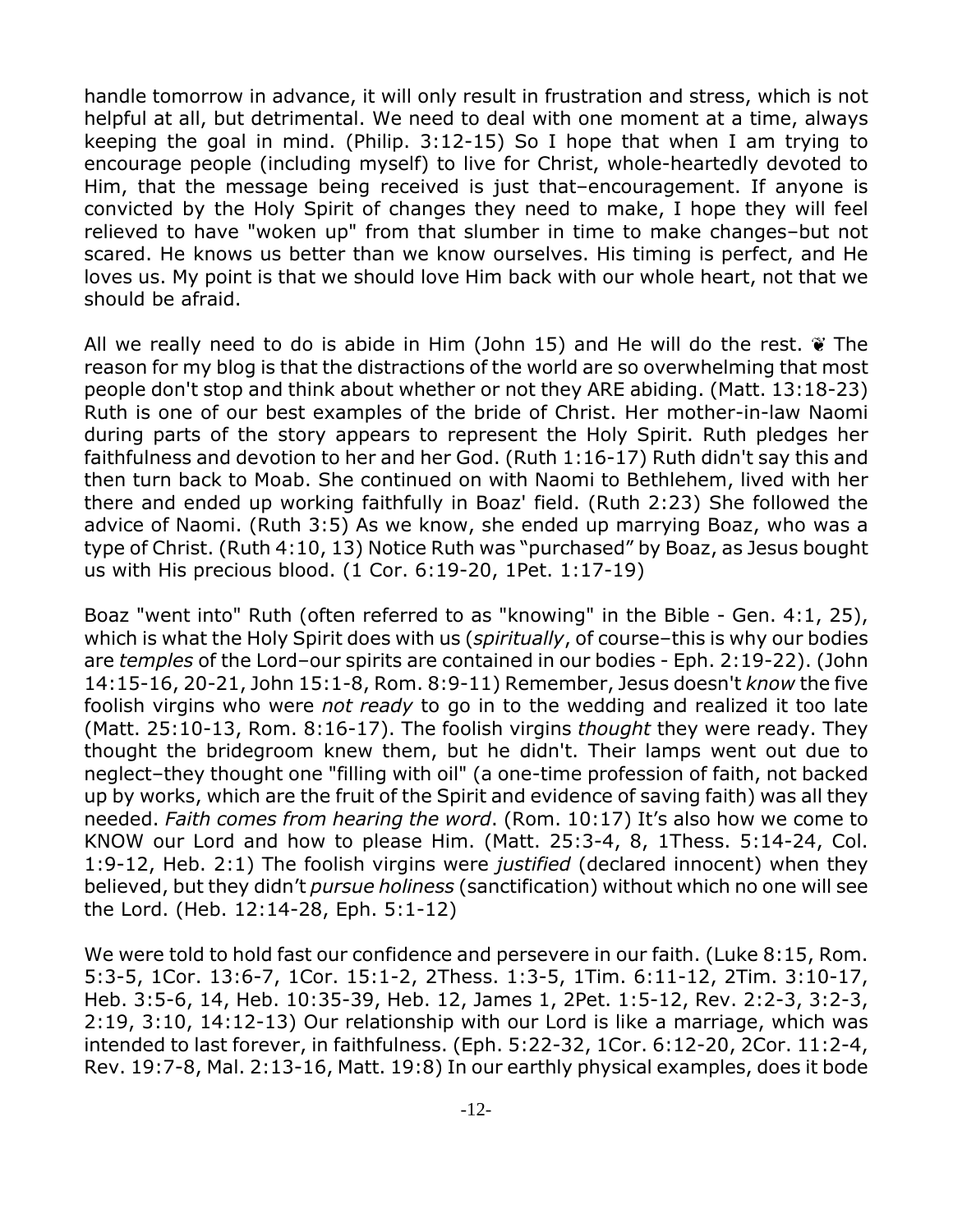handle tomorrow in advance, it will only result in frustration and stress, which is not helpful at all, but detrimental. We need to deal with one moment at a time, always keeping the goal in mind. (Philip. 3:12-15) So I hope that when I am trying to encourage people (including myself) to live for Christ, whole-heartedly devoted to Him, that the message being received is just that–encouragement. If anyone is convicted by the Holy Spirit of changes they need to make, I hope they will feel relieved to have "woken up" from that slumber in time to make changes–but not scared. He knows us better than we know ourselves. His timing is perfect, and He loves us. My point is that we should love Him back with our whole heart, not that we should be afraid.

All we really need to do is abide in Him (John 15) and He will do the rest. ❦ The reason for my blog is that the distractions of the world are so overwhelming that most people don't stop and think about whether or not they ARE abiding. (Matt. 13:18-23) Ruth is one of our best examples of the bride of Christ. Her mother-in-law Naomi during parts of the story appears to represent the Holy Spirit. Ruth pledges her faithfulness and devotion to her and her God. (Ruth 1:16-17) Ruth didn't say this and then turn back to Moab. She continued on with Naomi to Bethlehem, lived with her there and ended up working faithfully in Boaz' field. (Ruth 2:23) She followed the advice of Naomi. (Ruth 3:5) As we know, she ended up marrying Boaz, who was a type of Christ. (Ruth 4:10, 13) Notice Ruth was "purchased" by Boaz, as Jesus bought us with His precious blood. (1 Cor. 6:19-20, 1Pet. 1:17-19)

Boaz "went into" Ruth (often referred to as "knowing" in the Bible - Gen. 4:1, 25), which is what the Holy Spirit does with us (*spiritually*, of course–this is why our bodies are *temples* of the Lord–our spirits are contained in our bodies - Eph. 2:19-22). (John 14:15-16, 20-21, John 15:1-8, Rom. 8:9-11) Remember, Jesus doesn't *know* the five foolish virgins who were *not ready* to go in to the wedding and realized it too late (Matt. 25:10-13, Rom. 8:16-17). The foolish virgins *thought* they were ready. They thought the bridegroom knew them, but he didn't. Their lamps went out due to neglect–they thought one "filling with oil" (a one-time profession of faith, not backed up by works, which are the fruit of the Spirit and evidence of saving faith) was all they needed. *Faith comes from hearing the word*. (Rom. 10:17) It's also how we come to KNOW our Lord and how to please Him. (Matt. 25:3-4, 8, 1Thess. 5:14-24, Col. 1:9-12, Heb. 2:1) The foolish virgins were *justified* (declared innocent) when they believed, but they didn't *pursue holiness* (sanctification) without which no one will see the Lord. (Heb. 12:14-28, Eph. 5:1-12)

We were told to hold fast our confidence and persevere in our faith. (Luke 8:15, Rom. 5:3-5, 1Cor. 13:6-7, 1Cor. 15:1-2, 2Thess. 1:3-5, 1Tim. 6:11-12, 2Tim. 3:10-17, Heb. 3:5-6, 14, Heb. 10:35-39, Heb. 12, James 1, 2Pet. 1:5-12, Rev. 2:2-3, 3:2-3, 2:19, 3:10, 14:12-13) Our relationship with our Lord is like a marriage, which was intended to last forever, in faithfulness. (Eph. 5:22-32, 1Cor. 6:12-20, 2Cor. 11:2-4, Rev. 19:7-8, Mal. 2:13-16, Matt. 19:8) In our earthly physical examples, does it bode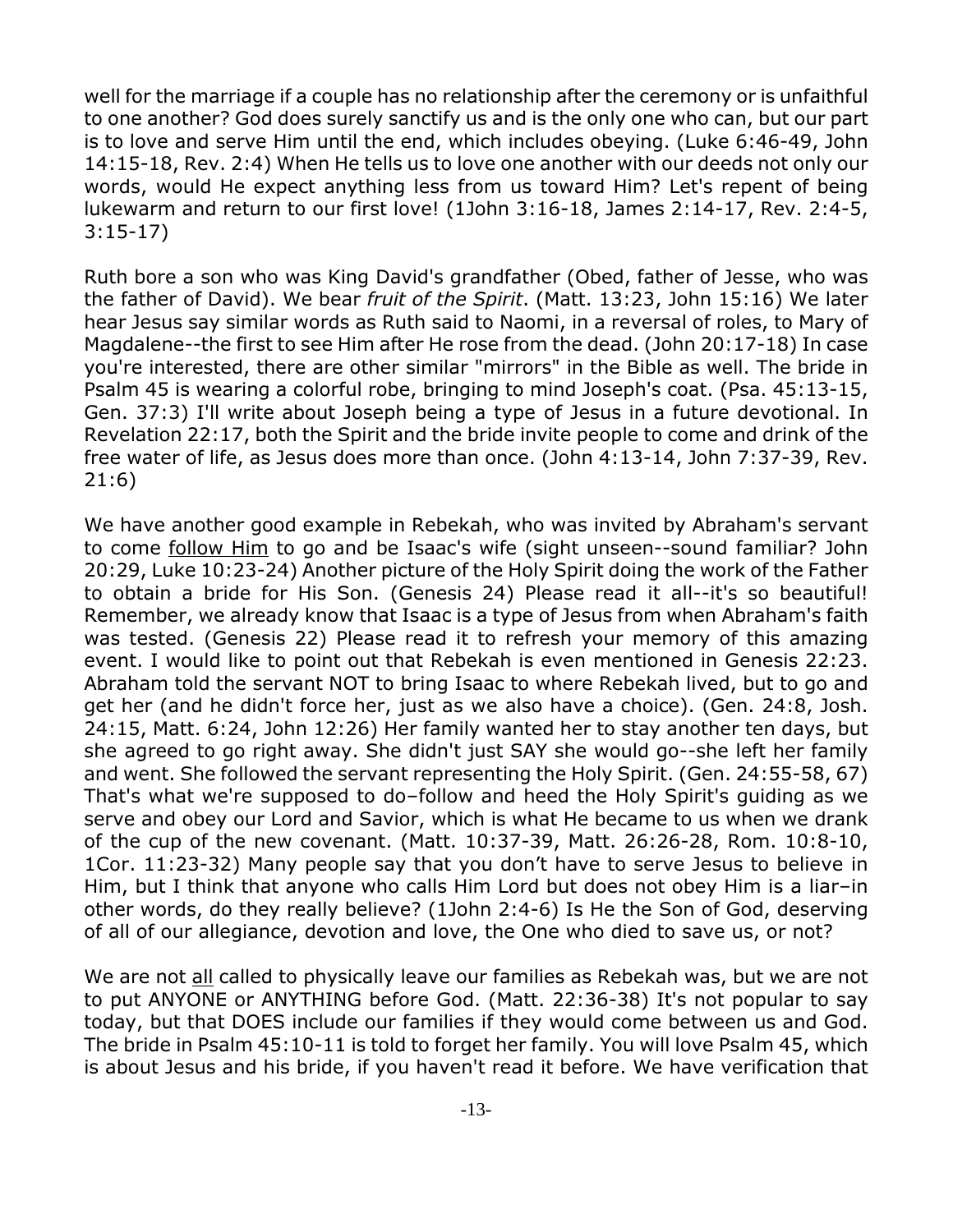well for the marriage if a couple has no relationship after the ceremony or is unfaithful to one another? God does surely sanctify us and is the only one who can, but our part is to love and serve Him until the end, which includes obeying. (Luke 6:46-49, John 14:15-18, Rev. 2:4) When He tells us to love one another with our deeds not only our words, would He expect anything less from us toward Him? Let's repent of being lukewarm and return to our first love! (1John 3:16-18, James 2:14-17, Rev. 2:4-5, 3:15-17)

Ruth bore a son who was King David's grandfather (Obed, father of Jesse, who was the father of David). We bear *fruit of the Spirit*. (Matt. 13:23, John 15:16) We later hear Jesus say similar words as Ruth said to Naomi, in a reversal of roles, to Mary of Magdalene--the first to see Him after He rose from the dead. (John 20:17-18) In case you're interested, there are other similar "mirrors" in the Bible as well. The bride in Psalm 45 is wearing a colorful robe, bringing to mind Joseph's coat. (Psa. 45:13-15, Gen. 37:3) I'll write about Joseph being a type of Jesus in a future devotional. In Revelation 22:17, both the Spirit and the bride invite people to come and drink of the free water of life, as Jesus does more than once. (John 4:13-14, John 7:37-39, Rev. 21:6)

We have another good example in Rebekah, who was invited by Abraham's servant to come <u>follow Him</u> to go and be Isaac's wife (sight unseen--sound familiar? John 20:29, Luke 10:23-24) Another picture of the Holy Spirit doing the work of the Father to obtain a bride for His Son. (Genesis 24) Please read it all--it's so beautiful! Remember, we already know that Isaac is a type of Jesus from when Abraham's faith was tested. (Genesis 22) Please read it to refresh your memory of this amazing event. I would like to point out that Rebekah is even mentioned in Genesis 22:23. Abraham told the servant NOT to bring Isaac to where Rebekah lived, but to go and get her (and he didn't force her, just as we also have a choice). (Gen. 24:8, Josh. 24:15, Matt. 6:24, John 12:26) Her family wanted her to stay another ten days, but she agreed to go right away. She didn't just SAY she would go--she left her family and went. She followed the servant representing the Holy Spirit. (Gen. 24:55-58, 67) That's what we're supposed to do–follow and heed the Holy Spirit's guiding as we serve and obey our Lord and Savior, which is what He became to us when we drank of the cup of the new covenant. (Matt. 10:37-39, Matt. 26:26-28, Rom. 10:8-10, 1Cor. 11:23-32) Many people say that you don't have to serve Jesus to believe in Him, but I think that anyone who calls Him Lord but does not obey Him is a liar–in other words, do they really believe? (1John 2:4-6) Is He the Son of God, deserving of all of our allegiance, devotion and love, the One who died to save us, or not?

We are not <u>all</u> called to physically leave our families as Rebekah was, but we are not to put ANYONE or ANYTHING before God. (Matt. 22:36-38) It's not popular to say today, but that DOES include our families if they would come between us and God. The bride in Psalm 45:10-11 is told to forget her family. You will love Psalm 45, which is about Jesus and his bride, if you haven't read it before. We have verification that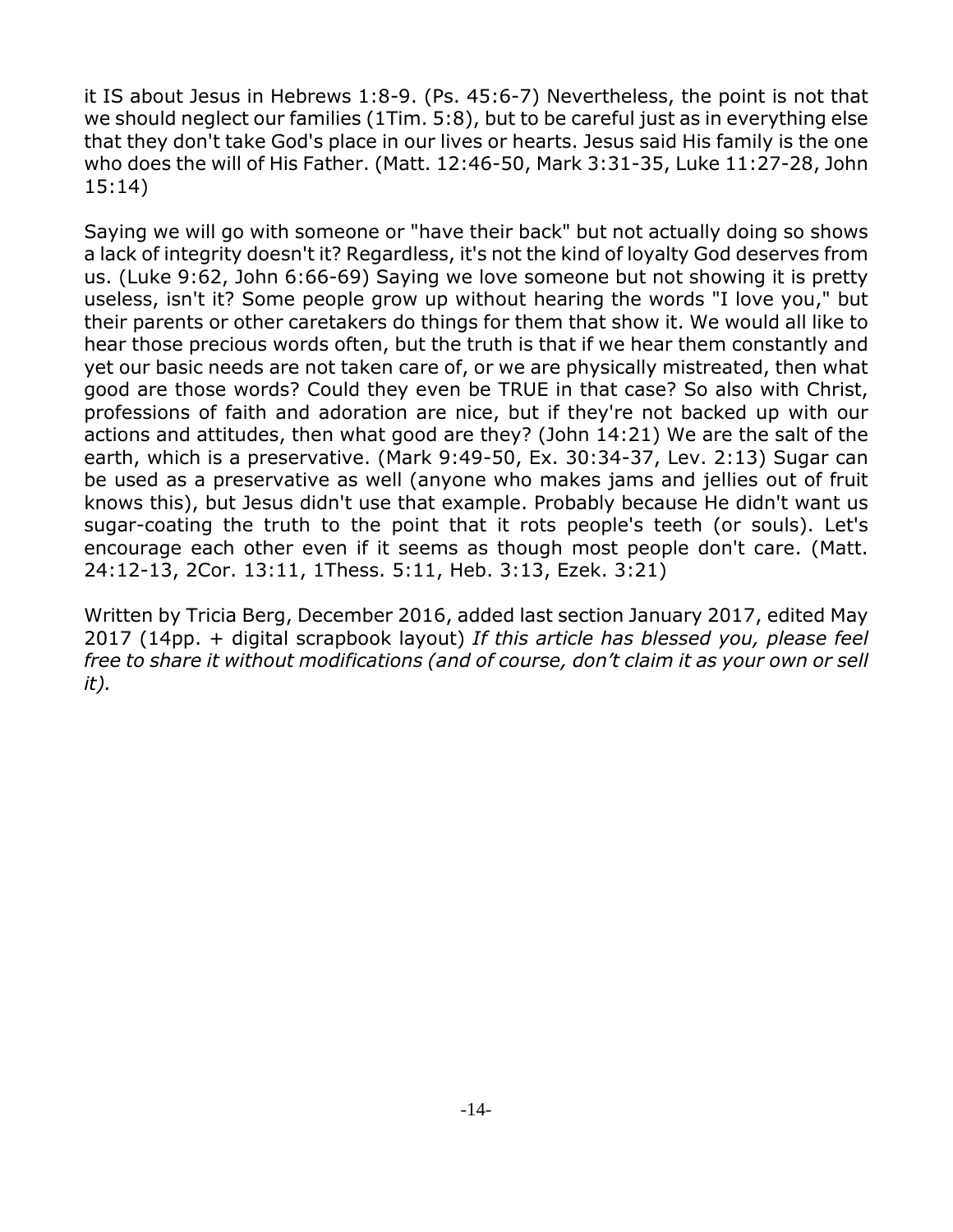it IS about Jesus in Hebrews 1:8-9. (Ps. 45:6-7) Nevertheless, the point is not that we should neglect our families (1Tim. 5:8), but to be careful just as in everything else that they don't take God's place in our lives or hearts. Jesus said His family is the one who does the will of His Father. (Matt. 12:46-50, Mark 3:31-35, Luke 11:27-28, John 15:14)

Saying we will go with someone or "have their back" but not actually doing so shows a lack of integrity doesn't it? Regardless, it's not the kind of loyalty God deserves from us. (Luke 9:62, John 6:66-69) Saying we love someone but not showing it is pretty useless, isn't it? Some people grow up without hearing the words "I love you," but their parents or other caretakers do things for them that show it. We would all like to hear those precious words often, but the truth is that if we hear them constantly and yet our basic needs are not taken care of, or we are physically mistreated, then what good are those words? Could they even be TRUE in that case? So also with Christ, professions of faith and adoration are nice, but if they're not backed up with our actions and attitudes, then what good are they? (John 14:21) We are the salt of the earth, which is a preservative. (Mark 9:49-50, Ex. 30:34-37, Lev. 2:13) Sugar can be used as a preservative as well (anyone who makes jams and jellies out of fruit knows this), but Jesus didn't use that example. Probably because He didn't want us sugar-coating the truth to the point that it rots people's teeth (or souls). Let's encourage each other even if it seems as though most people don't care. (Matt. 24:12-13, 2Cor. 13:11, 1Thess. 5:11, Heb. 3:13, Ezek. 3:21)

Written by Tricia Berg, December 2016, added last section January 2017, edited May 2017 (14pp. + digital scrapbook layout) *If this article has blessed you, please feel free to share it without modifications (and of course, don't claim it as your own or sell it).*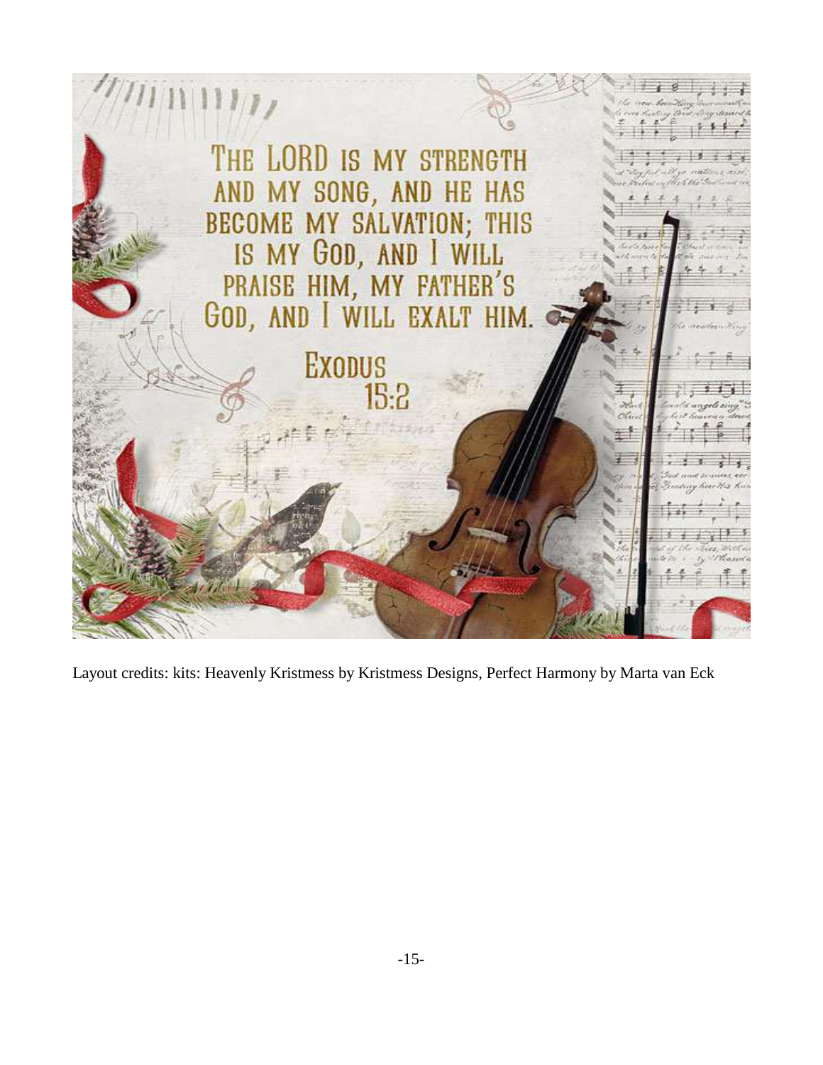THE LORD IS MY STRENGTH AND MY SONG, AND HE HAS BECOME MY SALVATION; THIS IS MY GOD, AND I WILL PRAISE HIM, MY FATHER'S GOD, AND I WILL EXALT HIM.

EXODUS 15:2

Layout credits: kits: Heavenly Kristmess by Kristmess Designs, Perfect Harmony by Marta van Eck